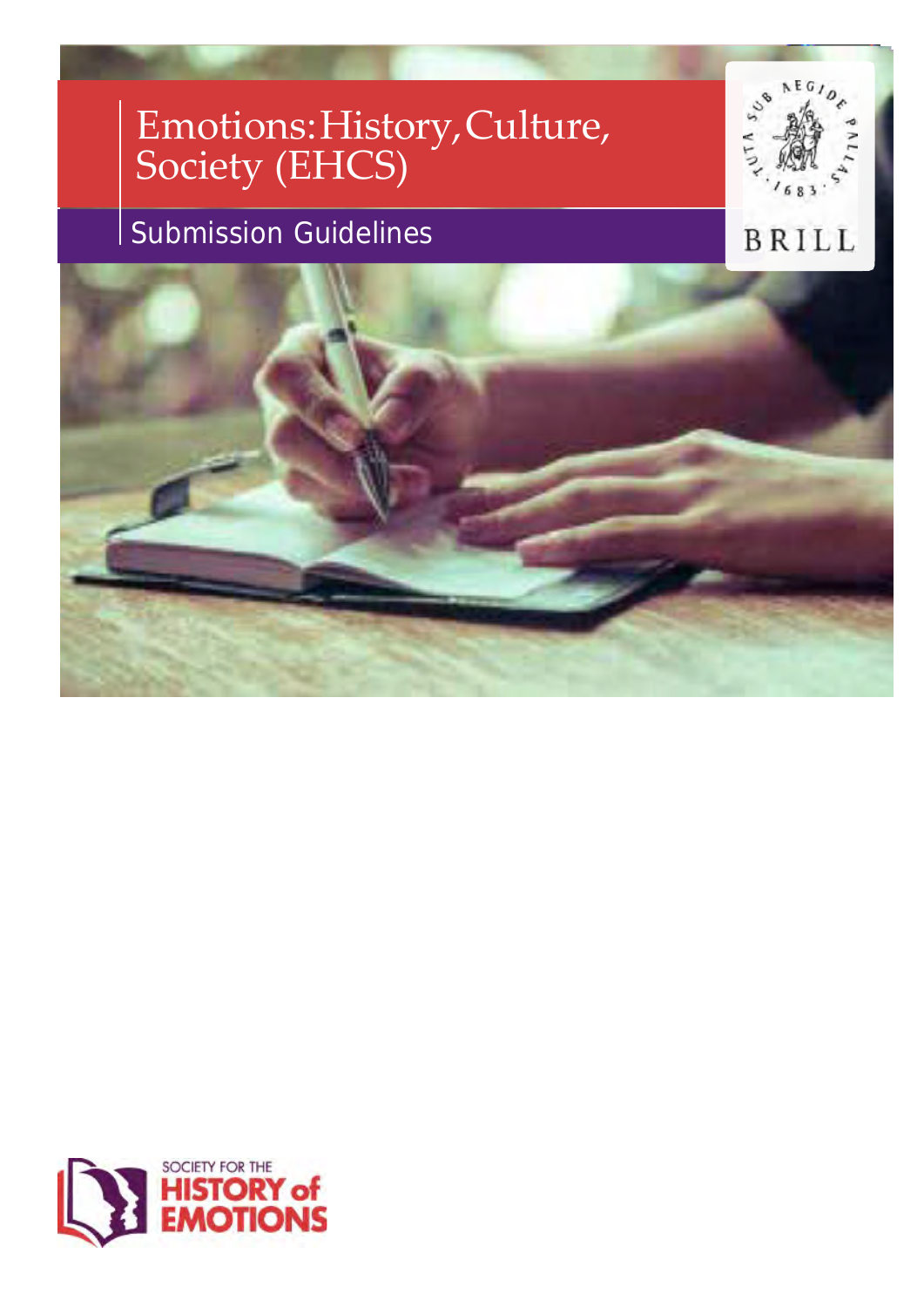# Emotions: History, Culture, Society (EHCS)

## Submission Guidelines

BRILL

SOCIETY FOR THE HISTORY of EMOTIONS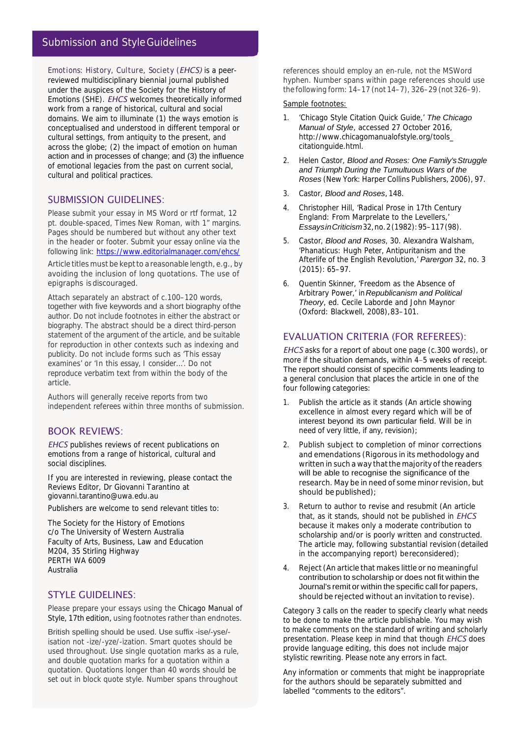## Submission and Style Guidelines

*Emotions: History, Culture, Society (EHCS)* is a peer-reviewed multidisciplinary biennial journal published under the auspices of the Society for the History of Emotions (SHE). *EHCS* welcomes theoretically informed work from a range of historical, cultural and social domains. We aim to illuminate (1) the ways emotion is conceptualised and understood in different temporal or cultural settings, from antiquity to the present, and across the globe; (2) the impact of emotion on human action and in processes of change; and (3) the influence of emotional legacies from the past on current social, cultural and political practices.

### SUBMISSION GUIDELINES:

Please submit your essay in MS Word or rtf format, 12 pt. double-spaced, Times New Roman, with 1" margins. Pages should be numbered but without any other text in the header or footer. Submit your essay online via the following link: https://www.editorialmanager.com/ehcs/

Article titles must be kept to a reasonable length, e.g., by avoiding the inclusion of long quotations. The use of epigraphs is discouraged.

Attach separately an abstract of c.100–120 words, together with five keywords and a short biography of the author. Do not include footnotes in either the abstract or biography. The abstract should be a direct third-person statement of the argument of the article, and be suitable for reproduction in other contexts such as indexing and publicity. Do not include forms such as 'This essay examines' or 'In this essay, I consider…'. Do not reproduce verbatim text from within the body of the article.

Authors will generally receive reports from two independent referees within three months of submission.

### BOOK REVIEWS:

*EHCS* publishes reviews of recent publications on emotions from a range of historical, cultural and social disciplines.

If you are interested in reviewing, please contact the Reviews Editor, Dr Giovanni Tarantino at giovanni.tarantino@uwa.edu.au

Publishers are welcome to send relevant titles to:

The Society for the History of Emotions
c/o The University of Western Australia
Faculty of Arts, Business, Law and Education
M204, 35 Stirling Highway
PERTH WA 6009
Australia

### STYLE GUIDELINES:

Please prepare your essays using the Chicago Manual of Style, 17th edition, using footnotes rather than endnotes.

British spelling should be used. Use suffix -ise/-yse/-isation not -ize/-yze/-ization. Smart quotes should be used throughout. Use single quotation marks as a rule, and double quotation marks for a quotation within a quotation. Quotations longer than 40 words should be set out in block quote style. Number spans throughout references should employ an en-rule, not the MSWord hyphen. Number spans within page references should use the following form: 14–17 (not 14–7), 326–29 (not 326–9).

Sample footnotes:

1. 'Chicago Style Citation Quick Guide,' *The Chicago Manual of Style*, accessed 27 October 2016, http://www.chicagomanualofstyle.org/tools_citationguide.html.
2. Helen Castor, *Blood and Roses: One Family's Struggle and Triumph During the Tumultuous Wars of the Roses* (New York: Harper Collins Publishers, 2006), 97.
3. Castor, *Blood and Roses*, 148.
4. Christopher Hill, 'Radical Prose in 17th Century England: From Marprelate to the Levellers,' *Essays in Criticism* 32, no. 2 (1982): 95–117 (98).
5. Castor, *Blood and Roses*, 30. Alexandra Walsham, 'Phanaticus: Hugh Peter, Antipuritanism and the Afterlife of the English Revolution,' *Parergon* 32, no. 3 (2015): 65–97.
6. Quentin Skinner, 'Freedom as the Absence of Arbitrary Power,' in *Republicanism and Political Theory*, ed. Cecile Laborde and John Maynor (Oxford: Blackwell, 2008), 83–101.

### EVALUATION CRITERIA (FOR REFEREES):

*EHCS* asks for a report of about one page (c.300 words), or more if the situation demands, within 4–5 weeks of receipt. The report should consist of specific comments leading to a general conclusion that places the article in one of the four following categories:

1. Publish the article as it stands (An article showing excellence in almost every regard which will be of interest beyond its own particular field. Will be in need of very little, if any, revision);
2. Publish subject to completion of minor corrections and emendations (Rigorous in its methodology and written in such a way that the majority of the readers will be able to recognise the significance of the research. May be in need of some minor revision, but should be published);
3. Return to author to revise and resubmit (An article that, as it stands, should not be published in *EHCS* because it makes only a moderate contribution to scholarship and/or is poorly written and constructed. The article may, following substantial revision (detailed in the accompanying report) be reconsidered);
4. Reject (An article that makes little or no meaningful contribution to scholarship or does not fit within the Journal's remit or within the specific call for papers, should be rejected without an invitation to revise).

Category 3 calls on the reader to specify clearly what needs to be done to make the article publishable. You may wish to make comments on the standard of writing and scholarly presentation. Please keep in mind that though *EHCS* does provide language editing, this does not include major stylistic rewriting. Please note any errors in fact.

Any information or comments that might be inappropriate for the authors should be separately submitted and labelled "comments to the editors".